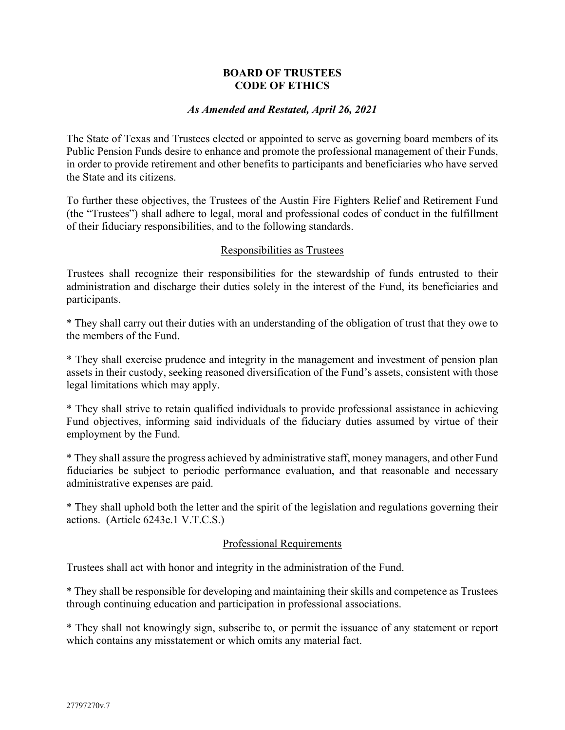# BOARD OF TRUSTEES
# CODE OF ETHICS

*As Amended and Restated, April 26, 2021*

The State of Texas and Trustees elected or appointed to serve as governing board members of its Public Pension Funds desire to enhance and promote the professional management of their Funds, in order to provide retirement and other benefits to participants and beneficiaries who have served the State and its citizens.

To further these objectives, the Trustees of the Austin Fire Fighters Relief and Retirement Fund (the "Trustees") shall adhere to legal, moral and professional codes of conduct in the fulfillment of their fiduciary responsibilities, and to the following standards.

## Responsibilities as Trustees

Trustees shall recognize their responsibilities for the stewardship of funds entrusted to their administration and discharge their duties solely in the interest of the Fund, its beneficiaries and participants.

* They shall carry out their duties with an understanding of the obligation of trust that they owe to the members of the Fund.

* They shall exercise prudence and integrity in the management and investment of pension plan assets in their custody, seeking reasoned diversification of the Fund's assets, consistent with those legal limitations which may apply.

* They shall strive to retain qualified individuals to provide professional assistance in achieving Fund objectives, informing said individuals of the fiduciary duties assumed by virtue of their employment by the Fund.

* They shall assure the progress achieved by administrative staff, money managers, and other Fund fiduciaries be subject to periodic performance evaluation, and that reasonable and necessary administrative expenses are paid.

* They shall uphold both the letter and the spirit of the legislation and regulations governing their actions. (Article 6243e.1 V.T.C.S.)

## Professional Requirements

Trustees shall act with honor and integrity in the administration of the Fund.

* They shall be responsible for developing and maintaining their skills and competence as Trustees through continuing education and participation in professional associations.

* They shall not knowingly sign, subscribe to, or permit the issuance of any statement or report which contains any misstatement or which omits any material fact.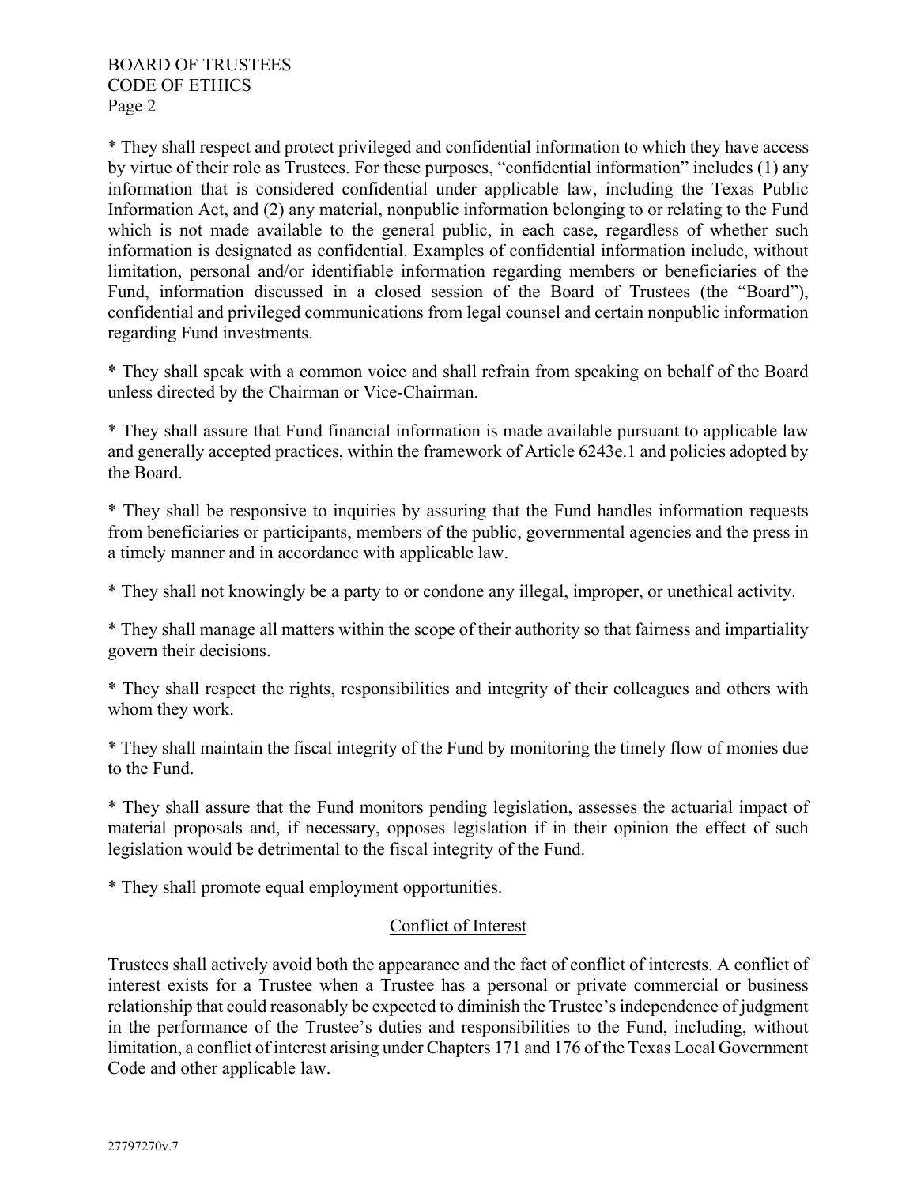* They shall respect and protect privileged and confidential information to which they have access by virtue of their role as Trustees. For these purposes, "confidential information" includes (1) any information that is considered confidential under applicable law, including the Texas Public Information Act, and (2) any material, nonpublic information belonging to or relating to the Fund which is not made available to the general public, in each case, regardless of whether such information is designated as confidential. Examples of confidential information include, without limitation, personal and/or identifiable information regarding members or beneficiaries of the Fund, information discussed in a closed session of the Board of Trustees (the "Board"), confidential and privileged communications from legal counsel and certain nonpublic information regarding Fund investments.

* They shall speak with a common voice and shall refrain from speaking on behalf of the Board unless directed by the Chairman or Vice-Chairman.

* They shall assure that Fund financial information is made available pursuant to applicable law and generally accepted practices, within the framework of Article 6243e.1 and policies adopted by the Board.

* They shall be responsive to inquiries by assuring that the Fund handles information requests from beneficiaries or participants, members of the public, governmental agencies and the press in a timely manner and in accordance with applicable law.

* They shall not knowingly be a party to or condone any illegal, improper, or unethical activity.

* They shall manage all matters within the scope of their authority so that fairness and impartiality govern their decisions.

* They shall respect the rights, responsibilities and integrity of their colleagues and others with whom they work.

* They shall maintain the fiscal integrity of the Fund by monitoring the timely flow of monies due to the Fund.

* They shall assure that the Fund monitors pending legislation, assesses the actuarial impact of material proposals and, if necessary, opposes legislation if in their opinion the effect of such legislation would be detrimental to the fiscal integrity of the Fund.

* They shall promote equal employment opportunities.

## Conflict of Interest

Trustees shall actively avoid both the appearance and the fact of conflict of interests. A conflict of interest exists for a Trustee when a Trustee has a personal or private commercial or business relationship that could reasonably be expected to diminish the Trustee's independence of judgment in the performance of the Trustee's duties and responsibilities to the Fund, including, without limitation, a conflict of interest arising under Chapters 171 and 176 of the Texas Local Government Code and other applicable law.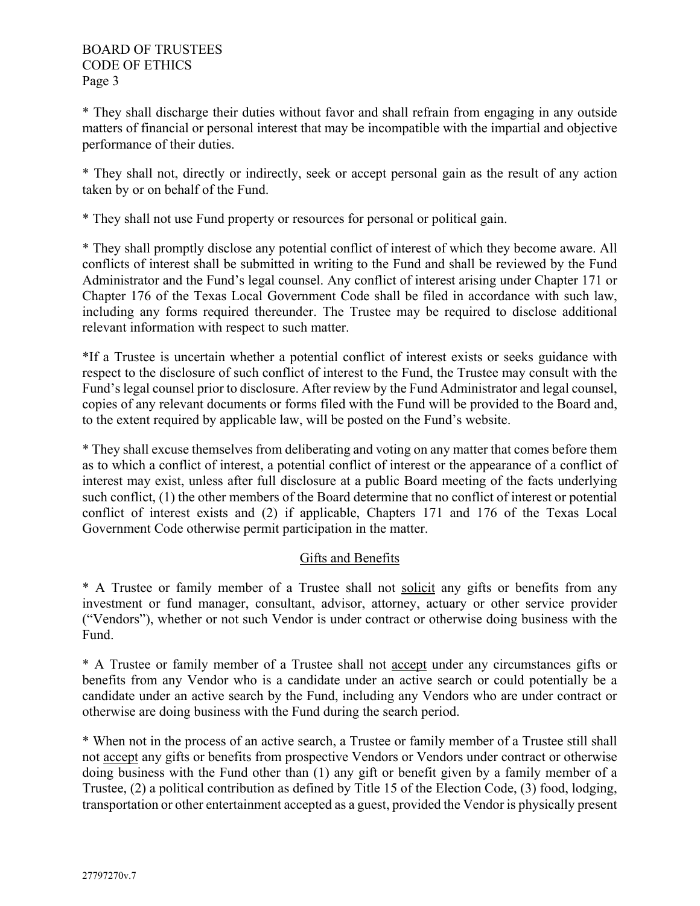* They shall discharge their duties without favor and shall refrain from engaging in any outside matters of financial or personal interest that may be incompatible with the impartial and objective performance of their duties.

* They shall not, directly or indirectly, seek or accept personal gain as the result of any action taken by or on behalf of the Fund.

* They shall not use Fund property or resources for personal or political gain.

* They shall promptly disclose any potential conflict of interest of which they become aware. All conflicts of interest shall be submitted in writing to the Fund and shall be reviewed by the Fund Administrator and the Fund's legal counsel. Any conflict of interest arising under Chapter 171 or Chapter 176 of the Texas Local Government Code shall be filed in accordance with such law, including any forms required thereunder. The Trustee may be required to disclose additional relevant information with respect to such matter.

*If a Trustee is uncertain whether a potential conflict of interest exists or seeks guidance with respect to the disclosure of such conflict of interest to the Fund, the Trustee may consult with the Fund's legal counsel prior to disclosure. After review by the Fund Administrator and legal counsel, copies of any relevant documents or forms filed with the Fund will be provided to the Board and, to the extent required by applicable law, will be posted on the Fund's website.

* They shall excuse themselves from deliberating and voting on any matter that comes before them as to which a conflict of interest, a potential conflict of interest or the appearance of a conflict of interest may exist, unless after full disclosure at a public Board meeting of the facts underlying such conflict, (1) the other members of the Board determine that no conflict of interest or potential conflict of interest exists and (2) if applicable, Chapters 171 and 176 of the Texas Local Government Code otherwise permit participation in the matter.

## Gifts and Benefits

* A Trustee or family member of a Trustee shall not solicit any gifts or benefits from any investment or fund manager, consultant, advisor, attorney, actuary or other service provider ("Vendors"), whether or not such Vendor is under contract or otherwise doing business with the Fund.

* A Trustee or family member of a Trustee shall not accept under any circumstances gifts or benefits from any Vendor who is a candidate under an active search or could potentially be a candidate under an active search by the Fund, including any Vendors who are under contract or otherwise are doing business with the Fund during the search period.

* When not in the process of an active search, a Trustee or family member of a Trustee still shall not accept any gifts or benefits from prospective Vendors or Vendors under contract or otherwise doing business with the Fund other than (1) any gift or benefit given by a family member of a Trustee, (2) a political contribution as defined by Title 15 of the Election Code, (3) food, lodging, transportation or other entertainment accepted as a guest, provided the Vendor is physically present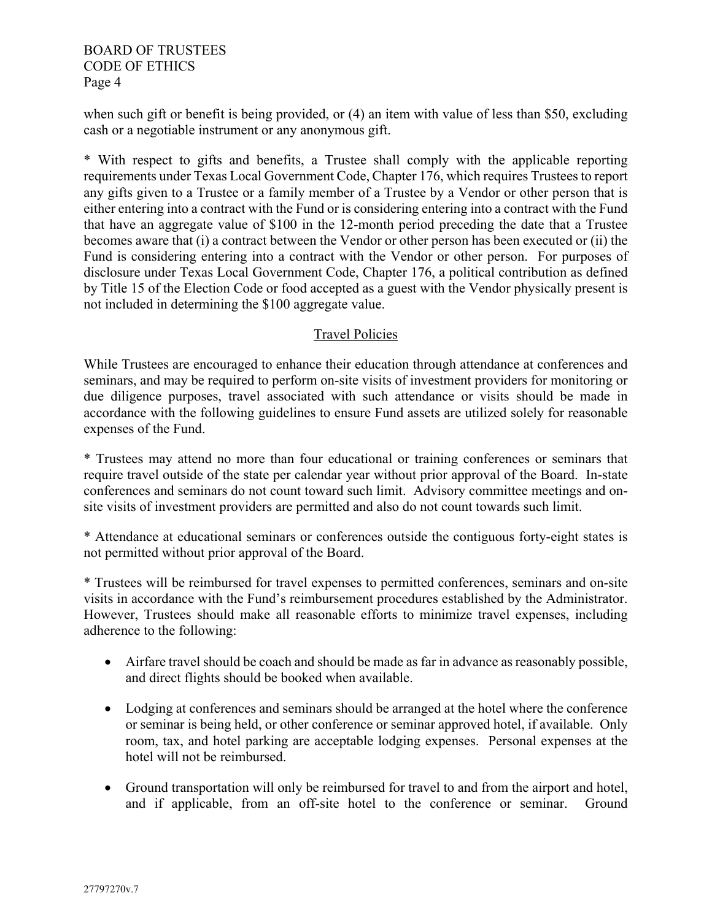when such gift or benefit is being provided, or (4) an item with value of less than $50, excluding cash or a negotiable instrument or any anonymous gift.

* With respect to gifts and benefits, a Trustee shall comply with the applicable reporting requirements under Texas Local Government Code, Chapter 176, which requires Trustees to report any gifts given to a Trustee or a family member of a Trustee by a Vendor or other person that is either entering into a contract with the Fund or is considering entering into a contract with the Fund that have an aggregate value of $100 in the 12-month period preceding the date that a Trustee becomes aware that (i) a contract between the Vendor or other person has been executed or (ii) the Fund is considering entering into a contract with the Vendor or other person. For purposes of disclosure under Texas Local Government Code, Chapter 176, a political contribution as defined by Title 15 of the Election Code or food accepted as a guest with the Vendor physically present is not included in determining the $100 aggregate value.

## Travel Policies

While Trustees are encouraged to enhance their education through attendance at conferences and seminars, and may be required to perform on-site visits of investment providers for monitoring or due diligence purposes, travel associated with such attendance or visits should be made in accordance with the following guidelines to ensure Fund assets are utilized solely for reasonable expenses of the Fund.

* Trustees may attend no more than four educational or training conferences or seminars that require travel outside of the state per calendar year without prior approval of the Board. In-state conferences and seminars do not count toward such limit. Advisory committee meetings and on-site visits of investment providers are permitted and also do not count towards such limit.

* Attendance at educational seminars or conferences outside the contiguous forty-eight states is not permitted without prior approval of the Board.

* Trustees will be reimbursed for travel expenses to permitted conferences, seminars and on-site visits in accordance with the Fund's reimbursement procedures established by the Administrator. However, Trustees should make all reasonable efforts to minimize travel expenses, including adherence to the following:

- Airfare travel should be coach and should be made as far in advance as reasonably possible, and direct flights should be booked when available.
- Lodging at conferences and seminars should be arranged at the hotel where the conference or seminar is being held, or other conference or seminar approved hotel, if available. Only room, tax, and hotel parking are acceptable lodging expenses. Personal expenses at the hotel will not be reimbursed.
- Ground transportation will only be reimbursed for travel to and from the airport and hotel, and if applicable, from an off-site hotel to the conference or seminar. Ground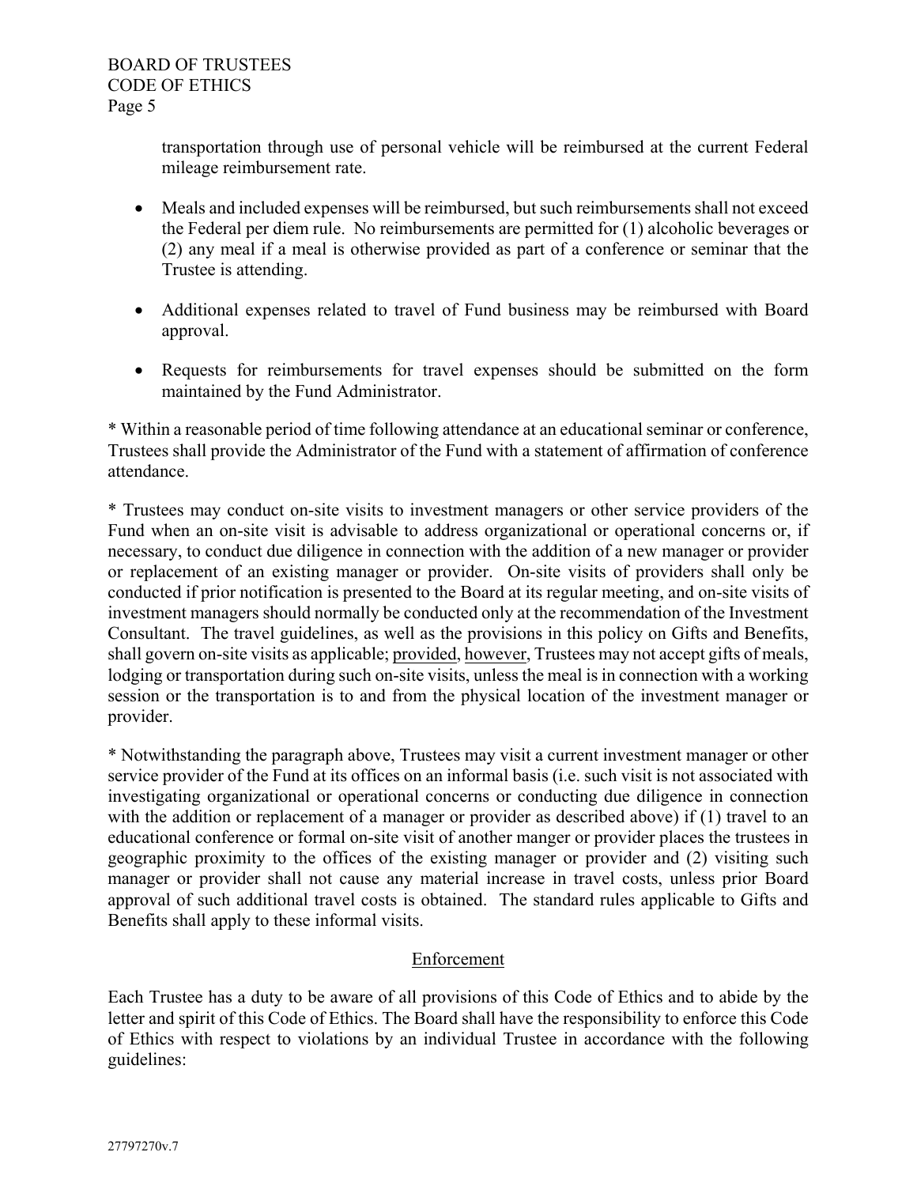transportation through use of personal vehicle will be reimbursed at the current Federal mileage reimbursement rate.

- Meals and included expenses will be reimbursed, but such reimbursements shall not exceed the Federal per diem rule. No reimbursements are permitted for (1) alcoholic beverages or (2) any meal if a meal is otherwise provided as part of a conference or seminar that the Trustee is attending.

- Additional expenses related to travel of Fund business may be reimbursed with Board approval.

- Requests for reimbursements for travel expenses should be submitted on the form maintained by the Fund Administrator.

* Within a reasonable period of time following attendance at an educational seminar or conference, Trustees shall provide the Administrator of the Fund with a statement of affirmation of conference attendance.

* Trustees may conduct on-site visits to investment managers or other service providers of the Fund when an on-site visit is advisable to address organizational or operational concerns or, if necessary, to conduct due diligence in connection with the addition of a new manager or provider or replacement of an existing manager or provider. On-site visits of providers shall only be conducted if prior notification is presented to the Board at its regular meeting, and on-site visits of investment managers should normally be conducted only at the recommendation of the Investment Consultant. The travel guidelines, as well as the provisions in this policy on Gifts and Benefits, shall govern on-site visits as applicable; provided, however, Trustees may not accept gifts of meals, lodging or transportation during such on-site visits, unless the meal is in connection with a working session or the transportation is to and from the physical location of the investment manager or provider.

* Notwithstanding the paragraph above, Trustees may visit a current investment manager or other service provider of the Fund at its offices on an informal basis (i.e. such visit is not associated with investigating organizational or operational concerns or conducting due diligence in connection with the addition or replacement of a manager or provider as described above) if (1) travel to an educational conference or formal on-site visit of another manger or provider places the trustees in geographic proximity to the offices of the existing manager or provider and (2) visiting such manager or provider shall not cause any material increase in travel costs, unless prior Board approval of such additional travel costs is obtained. The standard rules applicable to Gifts and Benefits shall apply to these informal visits.

## Enforcement

Each Trustee has a duty to be aware of all provisions of this Code of Ethics and to abide by the letter and spirit of this Code of Ethics. The Board shall have the responsibility to enforce this Code of Ethics with respect to violations by an individual Trustee in accordance with the following guidelines: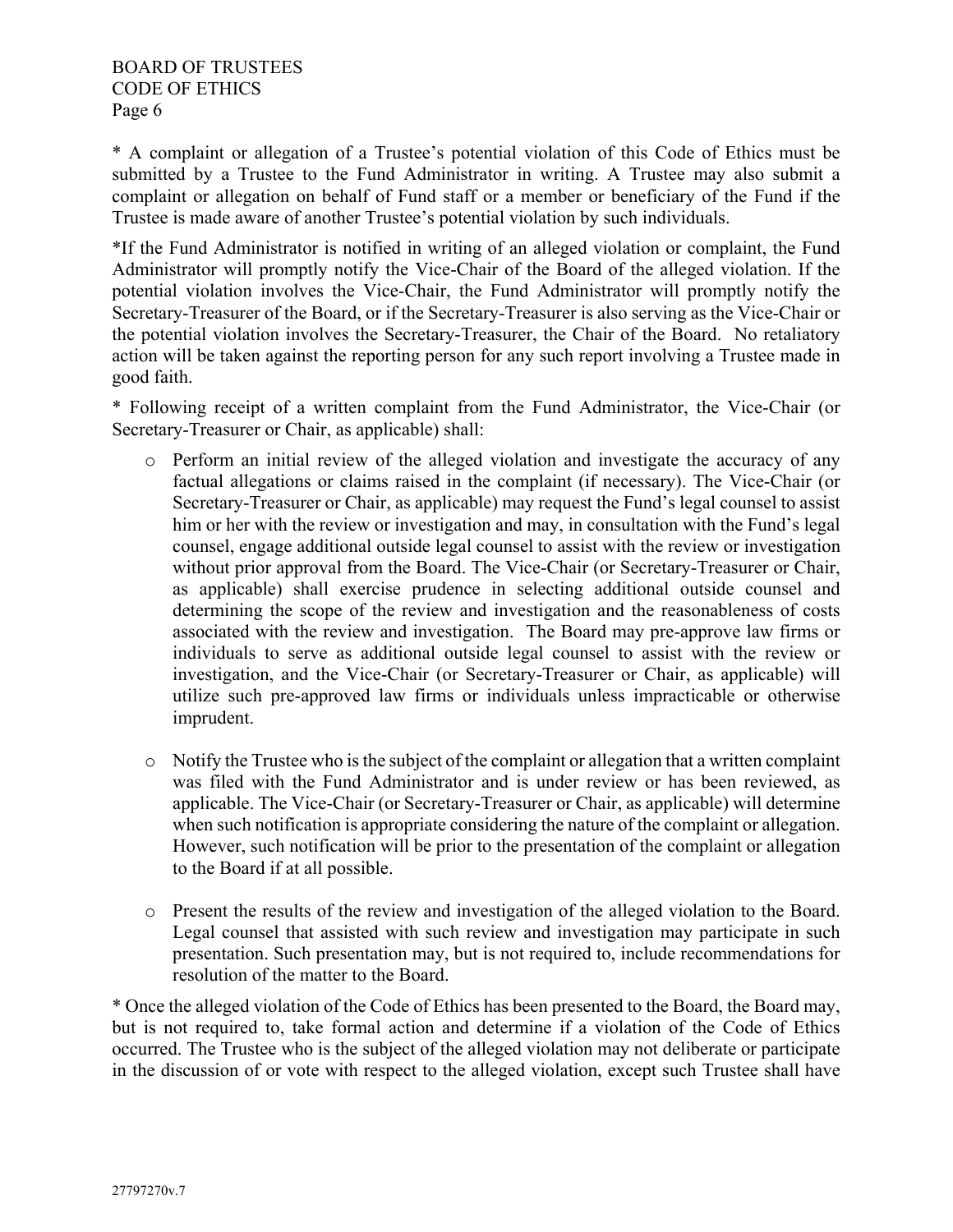* A complaint or allegation of a Trustee's potential violation of this Code of Ethics must be submitted by a Trustee to the Fund Administrator in writing. A Trustee may also submit a complaint or allegation on behalf of Fund staff or a member or beneficiary of the Fund if the Trustee is made aware of another Trustee's potential violation by such individuals.

*If the Fund Administrator is notified in writing of an alleged violation or complaint, the Fund Administrator will promptly notify the Vice-Chair of the Board of the alleged violation. If the potential violation involves the Vice-Chair, the Fund Administrator will promptly notify the Secretary-Treasurer of the Board, or if the Secretary-Treasurer is also serving as the Vice-Chair or the potential violation involves the Secretary-Treasurer, the Chair of the Board. No retaliatory action will be taken against the reporting person for any such report involving a Trustee made in good faith.

* Following receipt of a written complaint from the Fund Administrator, the Vice-Chair (or Secretary-Treasurer or Chair, as applicable) shall:

- Perform an initial review of the alleged violation and investigate the accuracy of any factual allegations or claims raised in the complaint (if necessary). The Vice-Chair (or Secretary-Treasurer or Chair, as applicable) may request the Fund's legal counsel to assist him or her with the review or investigation and may, in consultation with the Fund's legal counsel, engage additional outside legal counsel to assist with the review or investigation without prior approval from the Board. The Vice-Chair (or Secretary-Treasurer or Chair, as applicable) shall exercise prudence in selecting additional outside counsel and determining the scope of the review and investigation and the reasonableness of costs associated with the review and investigation. The Board may pre-approve law firms or individuals to serve as additional outside legal counsel to assist with the review or investigation, and the Vice-Chair (or Secretary-Treasurer or Chair, as applicable) will utilize such pre-approved law firms or individuals unless impracticable or otherwise imprudent.

- Notify the Trustee who is the subject of the complaint or allegation that a written complaint was filed with the Fund Administrator and is under review or has been reviewed, as applicable. The Vice-Chair (or Secretary-Treasurer or Chair, as applicable) will determine when such notification is appropriate considering the nature of the complaint or allegation. However, such notification will be prior to the presentation of the complaint or allegation to the Board if at all possible.

- Present the results of the review and investigation of the alleged violation to the Board. Legal counsel that assisted with such review and investigation may participate in such presentation. Such presentation may, but is not required to, include recommendations for resolution of the matter to the Board.

* Once the alleged violation of the Code of Ethics has been presented to the Board, the Board may, but is not required to, take formal action and determine if a violation of the Code of Ethics occurred. The Trustee who is the subject of the alleged violation may not deliberate or participate in the discussion of or vote with respect to the alleged violation, except such Trustee shall have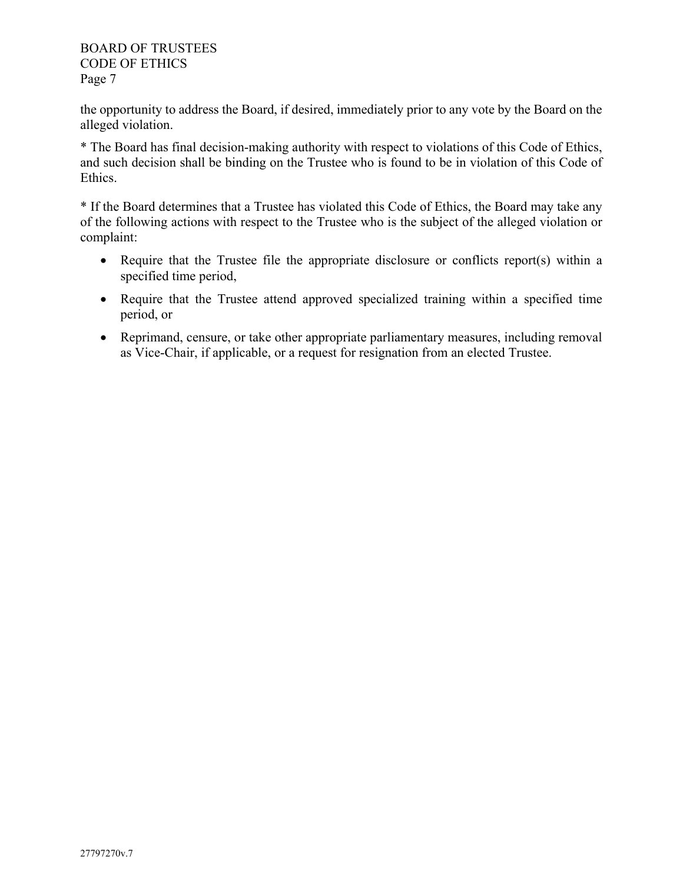the opportunity to address the Board, if desired, immediately prior to any vote by the Board on the alleged violation.

* The Board has final decision-making authority with respect to violations of this Code of Ethics, and such decision shall be binding on the Trustee who is found to be in violation of this Code of Ethics.

* If the Board determines that a Trustee has violated this Code of Ethics, the Board may take any of the following actions with respect to the Trustee who is the subject of the alleged violation or complaint:

- Require that the Trustee file the appropriate disclosure or conflicts report(s) within a specified time period,
- Require that the Trustee attend approved specialized training within a specified time period, or
- Reprimand, censure, or take other appropriate parliamentary measures, including removal as Vice-Chair, if applicable, or a request for resignation from an elected Trustee.